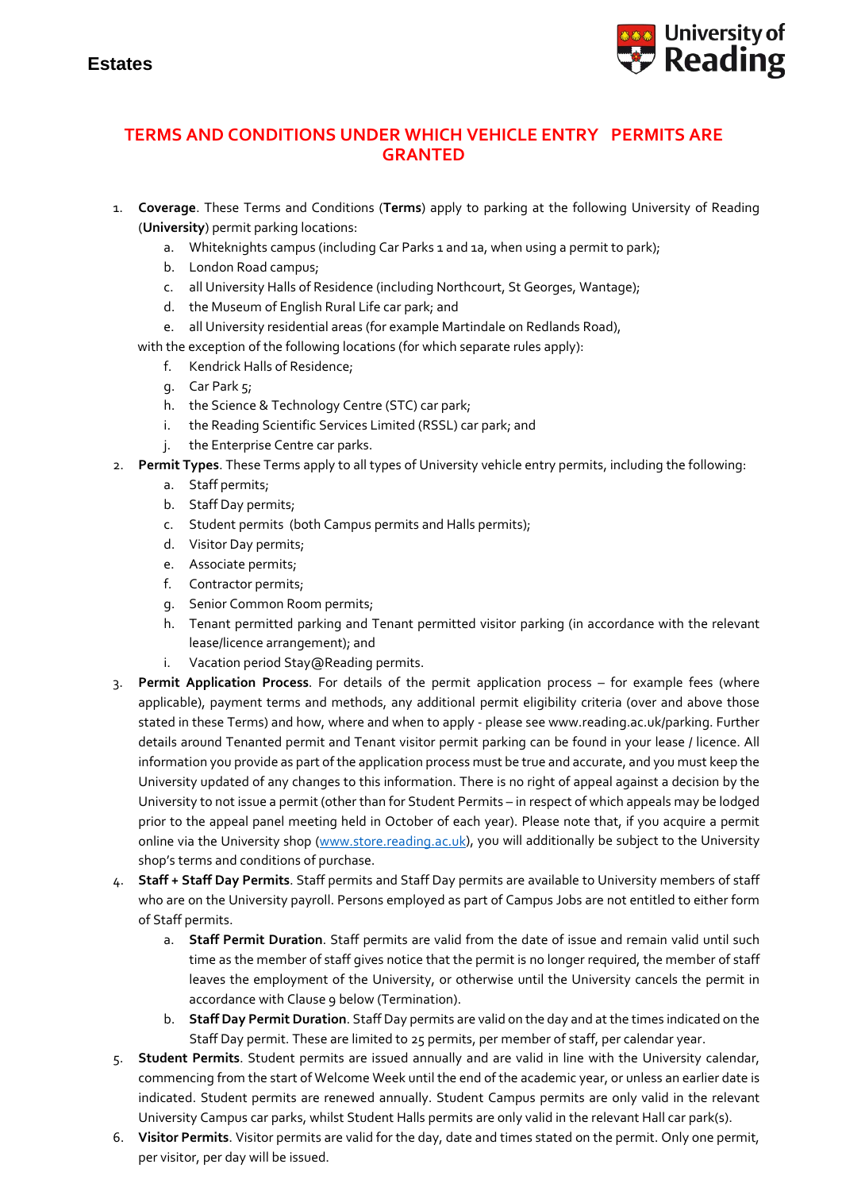# TERMS AND CONDITIONS UNDER WHICH VEHICLE ENTRY PERMITS ARE GRANTED

1. **Coverage**. These Terms and Conditions (**Terms**) apply to parking at the following University of Reading (**University**) permit parking locations:
    a. Whiteknights campus (including Car Parks 1 and 1a, when using a permit to park);
    b. London Road campus;
    c. all University Halls of Residence (including Northcourt, St Georges, Wantage);
    d. the Museum of English Rural Life car park; and
    e. all University residential areas (for example Martindale on Redlands Road),

   with the exception of the following locations (for which separate rules apply):
    f. Kendrick Halls of Residence;
    g. Car Park 5;
    h. the Science & Technology Centre (STC) car park;
    i. the Reading Scientific Services Limited (RSSL) car park; and
    j. the Enterprise Centre car parks.
2. **Permit Types**. These Terms apply to all types of University vehicle entry permits, including the following:
    a. Staff permits;
    b. Staff Day permits;
    c. Student permits (both Campus permits and Halls permits);
    d. Visitor Day permits;
    e. Associate permits;
    f. Contractor permits;
    g. Senior Common Room permits;
    h. Tenant permitted parking and Tenant permitted visitor parking (in accordance with the relevant lease/licence arrangement); and
    i. Vacation period Stay@Reading permits.
3. **Permit Application Process**. For details of the permit application process – for example fees (where applicable), payment terms and methods, any additional permit eligibility criteria (over and above those stated in these Terms) and how, where and when to apply - please see www.reading.ac.uk/parking. Further details around Tenanted permit and Tenant visitor permit parking can be found in your lease / licence. All information you provide as part of the application process must be true and accurate, and you must keep the University updated of any changes to this information. There is no right of appeal against a decision by the University to not issue a permit (other than for Student Permits – in respect of which appeals may be lodged prior to the appeal panel meeting held in October of each year). Please note that, if you acquire a permit online via the University shop (www.store.reading.ac.uk), you will additionally be subject to the University shop's terms and conditions of purchase.
4. **Staff + Staff Day Permits**. Staff permits and Staff Day permits are available to University members of staff who are on the University payroll. Persons employed as part of Campus Jobs are not entitled to either form of Staff permits.
    a. **Staff Permit Duration**. Staff permits are valid from the date of issue and remain valid until such time as the member of staff gives notice that the permit is no longer required, the member of staff leaves the employment of the University, or otherwise until the University cancels the permit in accordance with Clause 9 below (Termination).
    b. **Staff Day Permit Duration**. Staff Day permits are valid on the day and at the times indicated on the Staff Day permit. These are limited to 25 permits, per member of staff, per calendar year.
5. **Student Permits**. Student permits are issued annually and are valid in line with the University calendar, commencing from the start of Welcome Week until the end of the academic year, or unless an earlier date is indicated. Student permits are renewed annually. Student Campus permits are only valid in the relevant University Campus car parks, whilst Student Halls permits are only valid in the relevant Hall car park(s).
6. **Visitor Permits**. Visitor permits are valid for the day, date and times stated on the permit. Only one permit, per visitor, per day will be issued.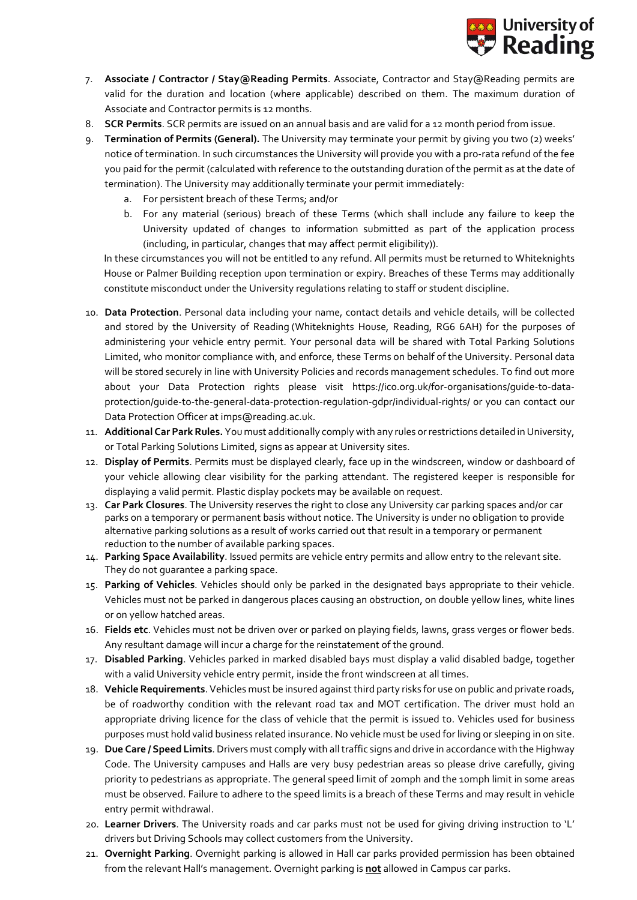7. **Associate / Contractor / Stay@Reading Permits**. Associate, Contractor and Stay@Reading permits are valid for the duration and location (where applicable) described on them. The maximum duration of Associate and Contractor permits is 12 months.
8. **SCR Permits**. SCR permits are issued on an annual basis and are valid for a 12 month period from issue.
9. **Termination of Permits (General).** The University may terminate your permit by giving you two (2) weeks' notice of termination. In such circumstances the University will provide you with a pro-rata refund of the fee you paid for the permit (calculated with reference to the outstanding duration of the permit as at the date of termination). The University may additionally terminate your permit immediately:
   a. For persistent breach of these Terms; and/or
   b. For any material (serious) breach of these Terms (which shall include any failure to keep the University updated of changes to information submitted as part of the application process (including, in particular, changes that may affect permit eligibility)).

   In these circumstances you will not be entitled to any refund. All permits must be returned to Whiteknights House or Palmer Building reception upon termination or expiry. Breaches of these Terms may additionally constitute misconduct under the University regulations relating to staff or student discipline.

10. **Data Protection**. Personal data including your name, contact details and vehicle details, will be collected and stored by the University of Reading (Whiteknights House, Reading, RG6 6AH) for the purposes of administering your vehicle entry permit. Your personal data will be shared with Total Parking Solutions Limited, who monitor compliance with, and enforce, these Terms on behalf of the University. Personal data will be stored securely in line with University Policies and records management schedules. To find out more about your Data Protection rights please visit https://ico.org.uk/for-organisations/guide-to-data-protection/guide-to-the-general-data-protection-regulation-gdpr/individual-rights/ or you can contact our Data Protection Officer at imps@reading.ac.uk.
11. **Additional Car Park Rules.** You must additionally comply with any rules or restrictions detailed in University, or Total Parking Solutions Limited, signs as appear at University sites.
12. **Display of Permits**. Permits must be displayed clearly, face up in the windscreen, window or dashboard of your vehicle allowing clear visibility for the parking attendant. The registered keeper is responsible for displaying a valid permit. Plastic display pockets may be available on request.
13. **Car Park Closures**. The University reserves the right to close any University car parking spaces and/or car parks on a temporary or permanent basis without notice. The University is under no obligation to provide alternative parking solutions as a result of works carried out that result in a temporary or permanent reduction to the number of available parking spaces.
14. **Parking Space Availability**. Issued permits are vehicle entry permits and allow entry to the relevant site. They do not guarantee a parking space.
15. **Parking of Vehicles**. Vehicles should only be parked in the designated bays appropriate to their vehicle. Vehicles must not be parked in dangerous places causing an obstruction, on double yellow lines, white lines or on yellow hatched areas.
16. **Fields etc**. Vehicles must not be driven over or parked on playing fields, lawns, grass verges or flower beds. Any resultant damage will incur a charge for the reinstatement of the ground.
17. **Disabled Parking**. Vehicles parked in marked disabled bays must display a valid disabled badge, together with a valid University vehicle entry permit, inside the front windscreen at all times.
18. **Vehicle Requirements**. Vehicles must be insured against third party risks for use on public and private roads, be of roadworthy condition with the relevant road tax and MOT certification. The driver must hold an appropriate driving licence for the class of vehicle that the permit is issued to. Vehicles used for business purposes must hold valid business related insurance. No vehicle must be used for living or sleeping in on site.
19. **Due Care / Speed Limits**. Drivers must comply with all traffic signs and drive in accordance with the Highway Code. The University campuses and Halls are very busy pedestrian areas so please drive carefully, giving priority to pedestrians as appropriate. The general speed limit of 20mph and the 10mph limit in some areas must be observed. Failure to adhere to the speed limits is a breach of these Terms and may result in vehicle entry permit withdrawal.
20. **Learner Drivers**. The University roads and car parks must not be used for giving driving instruction to 'L' drivers but Driving Schools may collect customers from the University.
21. **Overnight Parking**. Overnight parking is allowed in Hall car parks provided permission has been obtained from the relevant Hall's management. Overnight parking is **not** allowed in Campus car parks.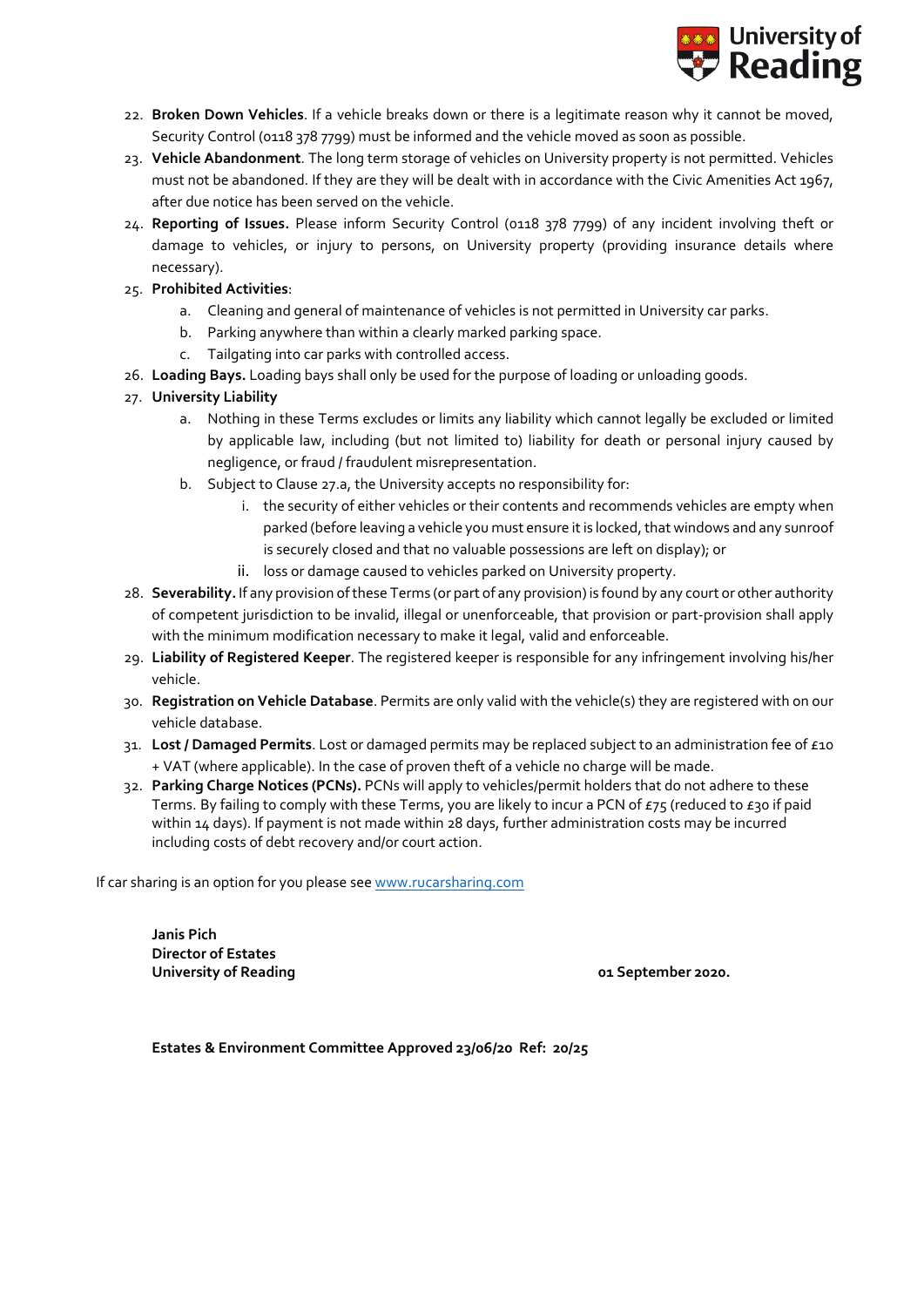22. **Broken Down Vehicles**. If a vehicle breaks down or there is a legitimate reason why it cannot be moved, Security Control (0118 378 7799) must be informed and the vehicle moved as soon as possible.
23. **Vehicle Abandonment**. The long term storage of vehicles on University property is not permitted. Vehicles must not be abandoned. If they are they will be dealt with in accordance with the Civic Amenities Act 1967, after due notice has been served on the vehicle.
24. **Reporting of Issues.** Please inform Security Control (0118 378 7799) of any incident involving theft or damage to vehicles, or injury to persons, on University property (providing insurance details where necessary).
25. **Prohibited Activities**:
    a. Cleaning and general of maintenance of vehicles is not permitted in University car parks.
    b. Parking anywhere than within a clearly marked parking space.
    c. Tailgating into car parks with controlled access.
26. **Loading Bays.** Loading bays shall only be used for the purpose of loading or unloading goods.
27. **University Liability**
    a. Nothing in these Terms excludes or limits any liability which cannot legally be excluded or limited by applicable law, including (but not limited to) liability for death or personal injury caused by negligence, or fraud / fraudulent misrepresentation.
    b. Subject to Clause 27.a, the University accepts no responsibility for:
        i. the security of either vehicles or their contents and recommends vehicles are empty when parked (before leaving a vehicle you must ensure it is locked, that windows and any sunroof is securely closed and that no valuable possessions are left on display); or
        ii. loss or damage caused to vehicles parked on University property.
28. **Severability.** If any provision of these Terms (or part of any provision) is found by any court or other authority of competent jurisdiction to be invalid, illegal or unenforceable, that provision or part-provision shall apply with the minimum modification necessary to make it legal, valid and enforceable.
29. **Liability of Registered Keeper**. The registered keeper is responsible for any infringement involving his/her vehicle.
30. **Registration on Vehicle Database**. Permits are only valid with the vehicle(s) they are registered with on our vehicle database.
31. **Lost / Damaged Permits**. Lost or damaged permits may be replaced subject to an administration fee of £10 + VAT (where applicable). In the case of proven theft of a vehicle no charge will be made.
32. **Parking Charge Notices (PCNs).** PCNs will apply to vehicles/permit holders that do not adhere to these Terms. By failing to comply with these Terms, you are likely to incur a PCN of £75 (reduced to £30 if paid within 14 days). If payment is not made within 28 days, further administration costs may be incurred including costs of debt recovery and/or court action.

If car sharing is an option for you please see www.rucarsharing.com

**Janis Pich**
**Director of Estates**
**University of Reading** **01 September 2020.**

**Estates & Environment Committee Approved 23/06/20 Ref: 20/25**